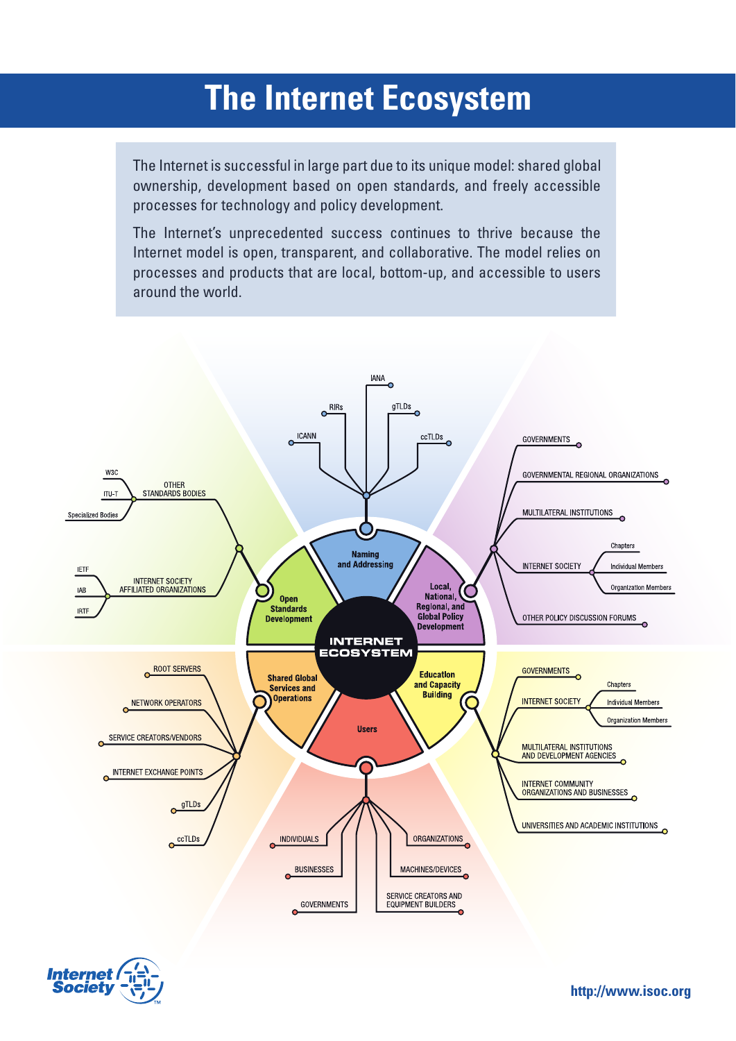# The Internet Ecosystem

The Internet is successful in large part due to its unique model: shared global ownership, development based on open standards, and freely accessible processes for technology and policy development.

The Internet's unprecedented success continues to thrive because the Internet model is open, transparent, and collaborative. The model relies on processes and products that are local, bottom-up, and accessible to users around the world.

**INTERNET ECOSYSTEM**

**Naming and Addressing**
- ICANN
- RIRs
- IANA
- gTLDs
- ccTLDs

**Local, National, Regional, and Global Policy Development**
- GOVERNMENTS
- GOVERNMENTAL REGIONAL ORGANIZATIONS
- MULTILATERAL INSTITUTIONS
- INTERNET SOCIETY
  - Chapters
  - Individual Members
  - Organization Members
- OTHER POLICY DISCUSSION FORUMS

**Education and Capacity Building**
- GOVERNMENTS
- INTERNET SOCIETY
  - Chapters
  - Individual Members
  - Organization Members
- MULTILATERAL INSTITUTIONS AND DEVELOPMENT AGENCIES
- INTERNET COMMUNITY ORGANIZATIONS AND BUSINESSES
- UNIVERSITIES AND ACADEMIC INSTITUTIONS

**Users**
- INDIVIDUALS
- BUSINESSES
- GOVERNMENTS
- ORGANIZATIONS
- MACHINES/DEVICES
- SERVICE CREATORS AND EQUIPMENT BUILDERS

**Shared Global Services and Operations**
- ROOT SERVERS
- NETWORK OPERATORS
- SERVICE CREATORS/VENDORS
- INTERNET EXCHANGE POINTS
- gTLDs
- ccTLDs

**Open Standards Development**
- OTHER STANDARDS BODIES
  - W3C
  - ITU-T
  - Specialized Bodies
- INTERNET SOCIETY AFFILIATED ORGANIZATIONS
  - IETF
  - IAB
  - IRTF

Internet Society

http://www.isoc.org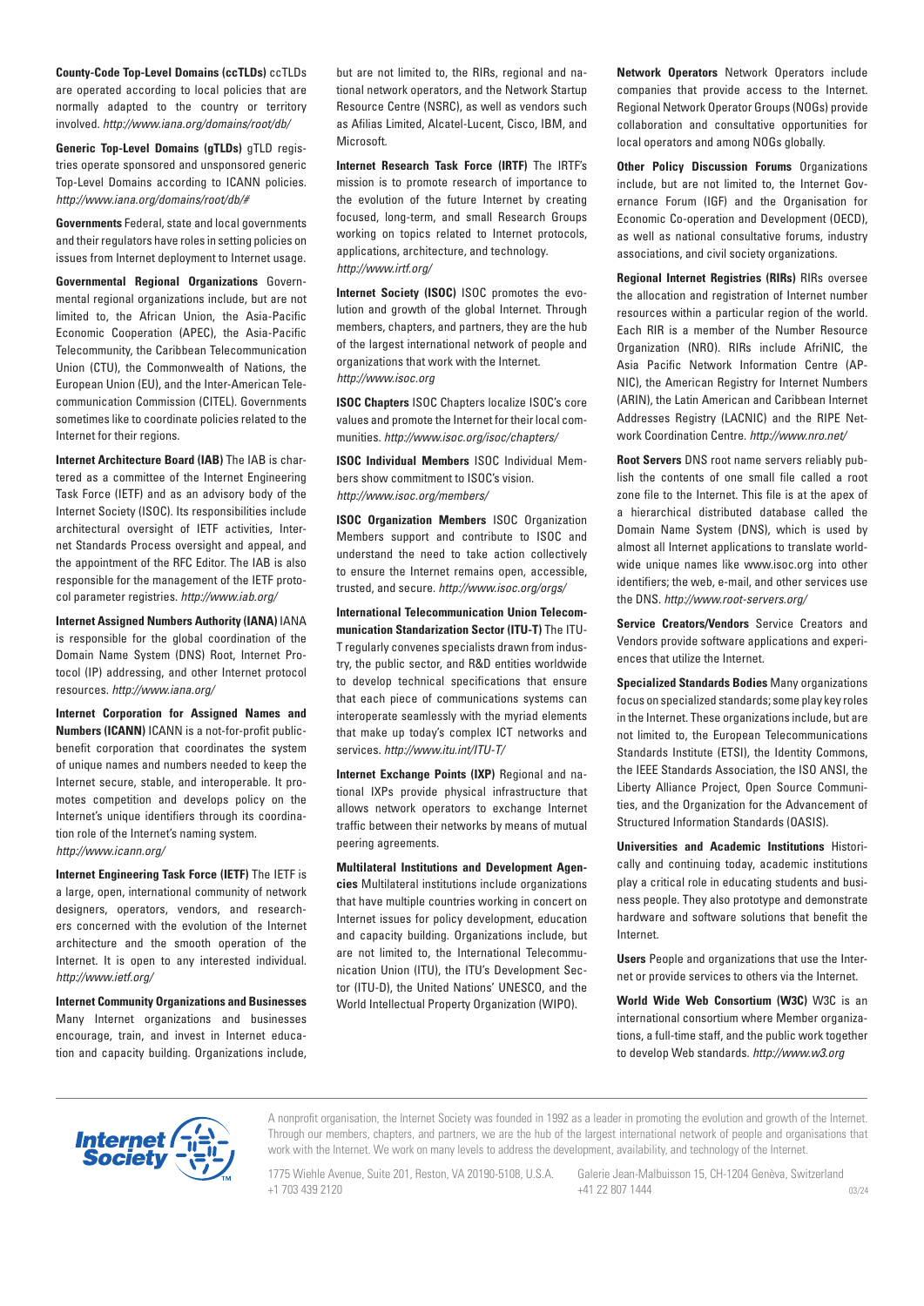**County-Code Top-Level Domains (ccTLDs)** ccTLDs are operated according to local policies that are normally adapted to the country or territory involved. *http://www.iana.org/domains/root/db/*

**Generic Top-Level Domains (gTLDs)** gTLD registries operate sponsored and unsponsored generic Top-Level Domains according to ICANN policies. *http://www.iana.org/domains/root/db/#*

**Governments** Federal, state and local governments and their regulators have roles in setting policies on issues from Internet deployment to Internet usage.

**Governmental Regional Organizations** Governmental regional organizations include, but are not limited to, the African Union, the Asia-Pacific Economic Cooperation (APEC), the Asia-Pacific Telecommunity, the Caribbean Telecommunication Union (CTU), the Commonwealth of Nations, the European Union (EU), and the Inter-American Telecommunication Commission (CITEL). Governments sometimes like to coordinate policies related to the Internet for their regions.

**Internet Architecture Board (IAB)** The IAB is chartered as a committee of the Internet Engineering Task Force (IETF) and as an advisory body of the Internet Society (ISOC). Its responsibilities include architectural oversight of IETF activities, Internet Standards Process oversight and appeal, and the appointment of the RFC Editor. The IAB is also responsible for the management of the IETF protocol parameter registries. *http://www.iab.org/*

**Internet Assigned Numbers Authority (IANA)** IANA is responsible for the global coordination of the Domain Name System (DNS) Root, Internet Protocol (IP) addressing, and other Internet protocol resources. *http://www.iana.org/*

**Internet Corporation for Assigned Names and Numbers (ICANN)** ICANN is a not-for-profit public-benefit corporation that coordinates the system of unique names and numbers needed to keep the Internet secure, stable, and interoperable. It promotes competition and develops policy on the Internet's unique identifiers through its coordination role of the Internet's naming system. *http://www.icann.org/*

**Internet Engineering Task Force (IETF)** The IETF is a large, open, international community of network designers, operators, vendors, and researchers concerned with the evolution of the Internet architecture and the smooth operation of the Internet. It is open to any interested individual. *http://www.ietf.org/*

**Internet Community Organizations and Businesses** Many Internet organizations and businesses encourage, train, and invest in Internet education and capacity building. Organizations include, but are not limited to, the RIRs, regional and national network operators, and the Network Startup Resource Centre (NSRC), as well as vendors such as Afilias Limited, Alcatel-Lucent, Cisco, IBM, and Microsoft.

**Internet Research Task Force (IRTF)** The IRTF's mission is to promote research of importance to the evolution of the future Internet by creating focused, long-term, and small Research Groups working on topics related to Internet protocols, applications, architecture, and technology. *http://www.irtf.org/*

**Internet Society (ISOC)** ISOC promotes the evolution and growth of the global Internet. Through members, chapters, and partners, they are the hub of the largest international network of people and organizations that work with the Internet. *http://www.isoc.org*

**ISOC Chapters** ISOC Chapters localize ISOC's core values and promote the Internet for their local communities. *http://www.isoc.org/isoc/chapters/*

**ISOC Individual Members** ISOC Individual Members show commitment to ISOC's vision. *http://www.isoc.org/members/*

**ISOC Organization Members** ISOC Organization Members support and contribute to ISOC and understand the need to take action collectively to ensure the Internet remains open, accessible, trusted, and secure. *http://www.isoc.org/orgs/*

**International Telecommunication Union Telecommunication Standarization Sector (ITU-T)** The ITU-T regularly convenes specialists drawn from industry, the public sector, and R&D entities worldwide to develop technical specifications that ensure that each piece of communications systems can interoperate seamlessly with the myriad elements that make up today's complex ICT networks and services. *http://www.itu.int/ITU-T/*

**Internet Exchange Points (IXP)** Regional and national IXPs provide physical infrastructure that allows network operators to exchange Internet traffic between their networks by means of mutual peering agreements.

**Multilateral Institutions and Development Agencies** Multilateral institutions include organizations that have multiple countries working in concert on Internet issues for policy development, education and capacity building. Organizations include, but are not limited to, the International Telecommunication Union (ITU), the ITU's Development Sector (ITU-D), the United Nations' UNESCO, and the World Intellectual Property Organization (WIPO).

**Network Operators** Network Operators include companies that provide access to the Internet. Regional Network Operator Groups (NOGs) provide collaboration and consultative opportunities for local operators and among NOGs globally.

**Other Policy Discussion Forums** Organizations include, but are not limited to, the Internet Governance Forum (IGF) and the Organisation for Economic Co-operation and Development (OECD), as well as national consultative forums, industry associations, and civil society organizations.

**Regional Internet Registries (RIRs)** RIRs oversee the allocation and registration of Internet number resources within a particular region of the world. Each RIR is a member of the Number Resource Organization (NRO). RIRs include AfriNIC, the Asia Pacific Network Information Centre (APNIC), the American Registry for Internet Numbers (ARIN), the Latin American and Caribbean Internet Addresses Registry (LACNIC) and the RIPE Network Coordination Centre. *http://www.nro.net/*

**Root Servers** DNS root name servers reliably publish the contents of one small file called a root zone file to the Internet. This file is at the apex of a hierarchical distributed database called the Domain Name System (DNS), which is used by almost all Internet applications to translate worldwide unique names like www.isoc.org into other identifiers; the web, e-mail, and other services use the DNS. *http://www.root-servers.org/*

**Service Creators/Vendors** Service Creators and Vendors provide software applications and experiences that utilize the Internet.

**Specialized Standards Bodies** Many organizations focus on specialized standards; some play key roles in the Internet. These organizations include, but are not limited to, the European Telecommunications Standards Institute (ETSI), the Identity Commons, the IEEE Standards Association, the ISO ANSI, the Liberty Alliance Project, Open Source Communities, and the Organization for the Advancement of Structured Information Standards (OASIS).

**Universities and Academic Institutions** Historically and continuing today, academic institutions play a critical role in educating students and business people. They also prototype and demonstrate hardware and software solutions that benefit the Internet.

**Users** People and organizations that use the Internet or provide services to others via the Internet.

**World Wide Web Consortium (W3C)** W3C is an international consortium where Member organizations, a full-time staff, and the public work together to develop Web standards. *http://www.w3.org*

---

Internet Society

A nonprofit organisation, the Internet Society was founded in 1992 as a leader in promoting the evolution and growth of the Internet. Through our members, chapters, and partners, we are the hub of the largest international network of people and organisations that work with the Internet. We work on many levels to address the development, availability, and technology of the Internet.

1775 Wiehle Avenue, Suite 201, Reston, VA 20190-5108, U.S.A.
+1 703 439 2120

Galerie Jean-Malbuisson 15, CH-1204 Genèva, Switzerland
+41 22 807 1444

03/24